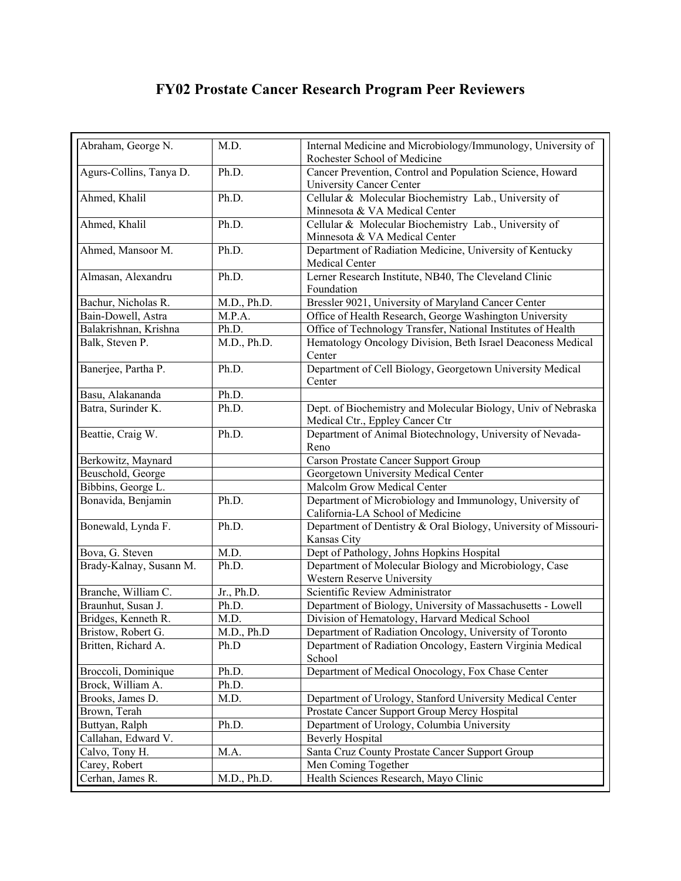# FY02 Prostate Cancer Research Program Peer Reviewers

| | | |
|---|---|---|
| Abraham, George N. | M.D. | Internal Medicine and Microbiology/Immunology, University of Rochester School of Medicine |
| Agurs-Collins, Tanya D. | Ph.D. | Cancer Prevention, Control and Population Science, Howard University Cancer Center |
| Ahmed, Khalil | Ph.D. | Cellular & Molecular Biochemistry Lab., University of Minnesota & VA Medical Center |
| Ahmed, Khalil | Ph.D. | Cellular & Molecular Biochemistry Lab., University of Minnesota & VA Medical Center |
| Ahmed, Mansoor M. | Ph.D. | Department of Radiation Medicine, University of Kentucky Medical Center |
| Almasan, Alexandru | Ph.D. | Lerner Research Institute, NB40, The Cleveland Clinic Foundation |
| Bachur, Nicholas R. | M.D., Ph.D. | Bressler 9021, University of Maryland Cancer Center |
| Bain-Dowell, Astra | M.P.A. | Office of Health Research, George Washington University |
| Balakrishnan, Krishna | Ph.D. | Office of Technology Transfer, National Institutes of Health |
| Balk, Steven P. | M.D., Ph.D. | Hematology Oncology Division, Beth Israel Deaconess Medical Center |
| Banerjee, Partha P. | Ph.D. | Department of Cell Biology, Georgetown University Medical Center |
| Basu, Alakananda | Ph.D. | |
| Batra, Surinder K. | Ph.D. | Dept. of Biochemistry and Molecular Biology, Univ of Nebraska Medical Ctr., Eppley Cancer Ctr |
| Beattie, Craig W. | Ph.D. | Department of Animal Biotechnology, University of Nevada-Reno |
| Berkowitz, Maynard | | Carson Prostate Cancer Support Group |
| Beuschold, George | | Georgetown University Medical Center |
| Bibbins, George L. | | Malcolm Grow Medical Center |
| Bonavida, Benjamin | Ph.D. | Department of Microbiology and Immunology, University of California-LA School of Medicine |
| Bonewald, Lynda F. | Ph.D. | Department of Dentistry & Oral Biology, University of Missouri-Kansas City |
| Bova, G. Steven | M.D. | Dept of Pathology, Johns Hopkins Hospital |
| Brady-Kalnay, Susann M. | Ph.D. | Department of Molecular Biology and Microbiology, Case Western Reserve University |
| Branche, William C. | Jr., Ph.D. | Scientific Review Administrator |
| Braunhut, Susan J. | Ph.D. | Department of Biology, University of Massachusetts - Lowell |
| Bridges, Kenneth R. | M.D. | Division of Hematology, Harvard Medical School |
| Bristow, Robert G. | M.D., Ph.D | Department of Radiation Oncology, University of Toronto |
| Britten, Richard A. | Ph.D | Department of Radiation Oncology, Eastern Virginia Medical School |
| Broccoli, Dominique | Ph.D. | Department of Medical Onocology, Fox Chase Center |
| Brock, William A. | Ph.D. | |
| Brooks, James D. | M.D. | Department of Urology, Stanford University Medical Center |
| Brown, Terah | | Prostate Cancer Support Group Mercy Hospital |
| Buttyan, Ralph | Ph.D. | Department of Urology, Columbia University |
| Callahan, Edward V. | | Beverly Hospital |
| Calvo, Tony H. | M.A. | Santa Cruz County Prostate Cancer Support Group |
| Carey, Robert | | Men Coming Together |
| Cerhan, James R. | M.D., Ph.D. | Health Sciences Research, Mayo Clinic |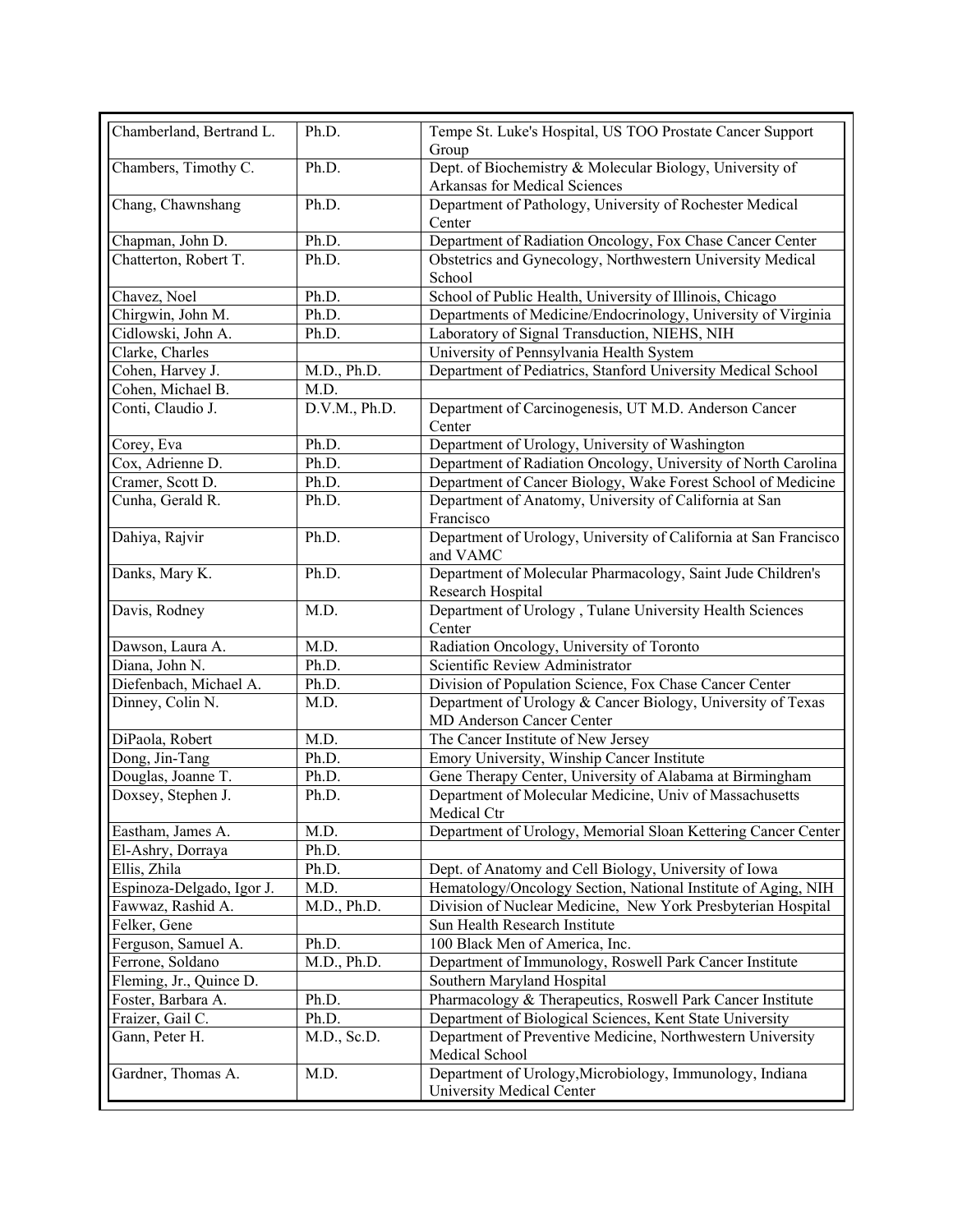| | | |
|---|---|---|
| Chamberland, Bertrand L. | Ph.D. | Tempe St. Luke's Hospital, US TOO Prostate Cancer Support Group |
| Chambers, Timothy C. | Ph.D. | Dept. of Biochemistry & Molecular Biology, University of Arkansas for Medical Sciences |
| Chang, Chawnshang | Ph.D. | Department of Pathology, University of Rochester Medical Center |
| Chapman, John D. | Ph.D. | Department of Radiation Oncology, Fox Chase Cancer Center |
| Chatterton, Robert T. | Ph.D. | Obstetrics and Gynecology, Northwestern University Medical School |
| Chavez, Noel | Ph.D. | School of Public Health, University of Illinois, Chicago |
| Chirgwin, John M. | Ph.D. | Departments of Medicine/Endocrinology, University of Virginia |
| Cidlowski, John A. | Ph.D. | Laboratory of Signal Transduction, NIEHS, NIH |
| Clarke, Charles | | University of Pennsylvania Health System |
| Cohen, Harvey J. | M.D., Ph.D. | Department of Pediatrics, Stanford University Medical School |
| Cohen, Michael B. | M.D. | |
| Conti, Claudio J. | D.V.M., Ph.D. | Department of Carcinogenesis, UT M.D. Anderson Cancer Center |
| Corey, Eva | Ph.D. | Department of Urology, University of Washington |
| Cox, Adrienne D. | Ph.D. | Department of Radiation Oncology, University of North Carolina |
| Cramer, Scott D. | Ph.D. | Department of Cancer Biology, Wake Forest School of Medicine |
| Cunha, Gerald R. | Ph.D. | Department of Anatomy, University of California at San Francisco |
| Dahiya, Rajvir | Ph.D. | Department of Urology, University of California at San Francisco and VAMC |
| Danks, Mary K. | Ph.D. | Department of Molecular Pharmacology, Saint Jude Children's Research Hospital |
| Davis, Rodney | M.D. | Department of Urology , Tulane University Health Sciences Center |
| Dawson, Laura A. | M.D. | Radiation Oncology, University of Toronto |
| Diana, John N. | Ph.D. | Scientific Review Administrator |
| Diefenbach, Michael A. | Ph.D. | Division of Population Science, Fox Chase Cancer Center |
| Dinney, Colin N. | M.D. | Department of Urology & Cancer Biology, University of Texas MD Anderson Cancer Center |
| DiPaola, Robert | M.D. | The Cancer Institute of New Jersey |
| Dong, Jin-Tang | Ph.D. | Emory University, Winship Cancer Institute |
| Douglas, Joanne T. | Ph.D. | Gene Therapy Center, University of Alabama at Birmingham |
| Doxsey, Stephen J. | Ph.D. | Department of Molecular Medicine, Univ of Massachusetts Medical Ctr |
| Eastham, James A. | M.D. | Department of Urology, Memorial Sloan Kettering Cancer Center |
| El-Ashry, Dorraya | Ph.D. | |
| Ellis, Zhila | Ph.D. | Dept. of Anatomy and Cell Biology, University of Iowa |
| Espinoza-Delgado, Igor J. | M.D. | Hematology/Oncology Section, National Institute of Aging, NIH |
| Fawwaz, Rashid A. | M.D., Ph.D. | Division of Nuclear Medicine, New York Presbyterian Hospital |
| Felker, Gene | | Sun Health Research Institute |
| Ferguson, Samuel A. | Ph.D. | 100 Black Men of America, Inc. |
| Ferrone, Soldano | M.D., Ph.D. | Department of Immunology, Roswell Park Cancer Institute |
| Fleming, Jr., Quince D. | | Southern Maryland Hospital |
| Foster, Barbara A. | Ph.D. | Pharmacology & Therapeutics, Roswell Park Cancer Institute |
| Fraizer, Gail C. | Ph.D. | Department of Biological Sciences, Kent State University |
| Gann, Peter H. | M.D., Sc.D. | Department of Preventive Medicine, Northwestern University Medical School |
| Gardner, Thomas A. | M.D. | Department of Urology,Microbiology, Immunology, Indiana University Medical Center |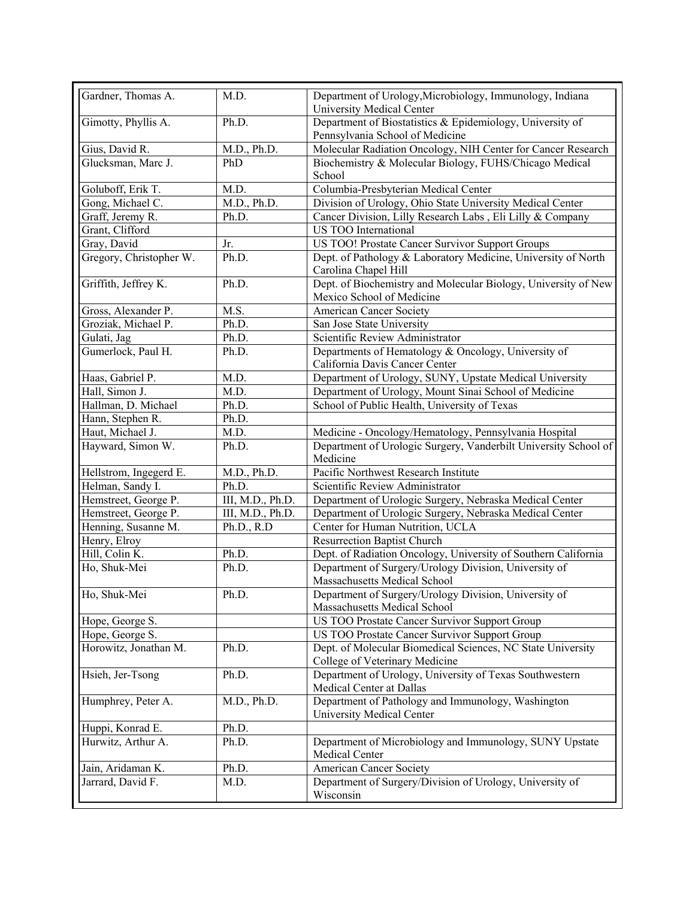| Gardner, Thomas A. | M.D. | Department of Urology,Microbiology, Immunology, Indiana University Medical Center |
|---|---|---|
| Gimotty, Phyllis A. | Ph.D. | Department of Biostatistics & Epidemiology, University of Pennsylvania School of Medicine |
| Gius, David R. | M.D., Ph.D. | Molecular Radiation Oncology, NIH Center for Cancer Research |
| Glucksman, Marc J. | PhD | Biochemistry & Molecular Biology, FUHS/Chicago Medical School |
| Goluboff, Erik T. | M.D. | Columbia-Presbyterian Medical Center |
| Gong, Michael C. | M.D., Ph.D. | Division of Urology, Ohio State University Medical Center |
| Graff, Jeremy R. | Ph.D. | Cancer Division, Lilly Research Labs , Eli Lilly & Company |
| Grant, Clifford | | US TOO International |
| Gray, David | Jr. | US TOO! Prostate Cancer Survivor Support Groups |
| Gregory, Christopher W. | Ph.D. | Dept. of Pathology & Laboratory Medicine, University of North Carolina Chapel Hill |
| Griffith, Jeffrey K. | Ph.D. | Dept. of Biochemistry and Molecular Biology, University of New Mexico School of Medicine |
| Gross, Alexander P. | M.S. | American Cancer Society |
| Groziak, Michael P. | Ph.D. | San Jose State University |
| Gulati, Jag | Ph.D. | Scientific Review Administrator |
| Gumerlock, Paul H. | Ph.D. | Departments of Hematology & Oncology, University of California Davis Cancer Center |
| Haas, Gabriel P. | M.D. | Department of Urology, SUNY, Upstate Medical University |
| Hall, Simon J. | M.D. | Department of Urology, Mount Sinai School of Medicine |
| Hallman, D. Michael | Ph.D. | School of Public Health, University of Texas |
| Hann, Stephen R. | Ph.D. | |
| Haut, Michael J. | M.D. | Medicine - Oncology/Hematology, Pennsylvania Hospital |
| Hayward, Simon W. | Ph.D. | Department of Urologic Surgery, Vanderbilt University School of Medicine |
| Hellstrom, Ingegerd E. | M.D., Ph.D. | Pacific Northwest Research Institute |
| Helman, Sandy I. | Ph.D. | Scientific Review Administrator |
| Hemstreet, George P. | III, M.D., Ph.D. | Department of Urologic Surgery, Nebraska Medical Center |
| Hemstreet, George P. | III, M.D., Ph.D. | Department of Urologic Surgery, Nebraska Medical Center |
| Henning, Susanne M. | Ph.D., R.D | Center for Human Nutrition, UCLA |
| Henry, Elroy | | Resurrection Baptist Church |
| Hill, Colin K. | Ph.D. | Dept. of Radiation Oncology, University of Southern California |
| Ho, Shuk-Mei | Ph.D. | Department of Surgery/Urology Division, University of Massachusetts Medical School |
| Ho, Shuk-Mei | Ph.D. | Department of Surgery/Urology Division, University of Massachusetts Medical School |
| Hope, George S. | | US TOO Prostate Cancer Survivor Support Group |
| Hope, George S. | | US TOO Prostate Cancer Survivor Support Group |
| Horowitz, Jonathan M. | Ph.D. | Dept. of Molecular Biomedical Sciences, NC State University College of Veterinary Medicine |
| Hsieh, Jer-Tsong | Ph.D. | Department of Urology, University of Texas Southwestern Medical Center at Dallas |
| Humphrey, Peter A. | M.D., Ph.D. | Department of Pathology and Immunology, Washington University Medical Center |
| Huppi, Konrad E. | Ph.D. | |
| Hurwitz, Arthur A. | Ph.D. | Department of Microbiology and Immunology, SUNY Upstate Medical Center |
| Jain, Aridaman K. | Ph.D. | American Cancer Society |
| Jarrard, David F. | M.D. | Department of Surgery/Division of Urology, University of Wisconsin |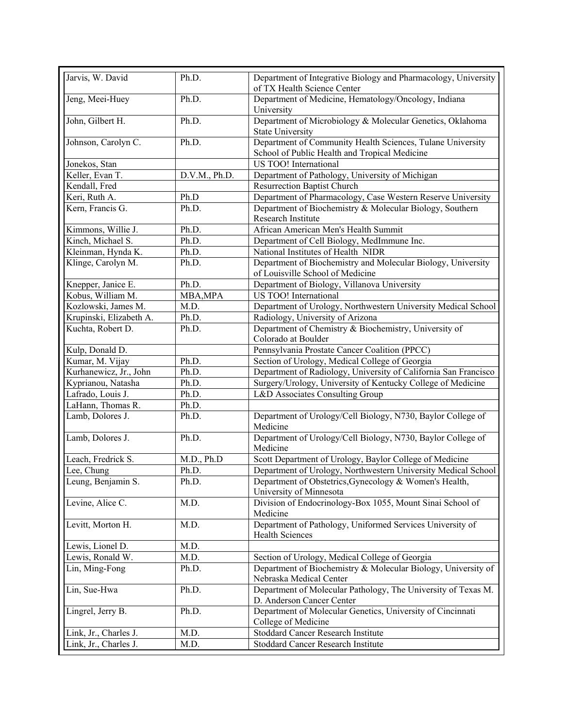| Jarvis, W. David | Ph.D. | Department of Integrative Biology and Pharmacology, University of TX Health Science Center |
|---|---|---|
| Jeng, Meei-Huey | Ph.D. | Department of Medicine, Hematology/Oncology, Indiana University |
| John, Gilbert H. | Ph.D. | Department of Microbiology & Molecular Genetics, Oklahoma State University |
| Johnson, Carolyn C. | Ph.D. | Department of Community Health Sciences, Tulane University School of Public Health and Tropical Medicine |
| Jonekos, Stan | | US TOO! International |
| Keller, Evan T. | D.V.M., Ph.D. | Department of Pathology, University of Michigan |
| Kendall, Fred | | Resurrection Baptist Church |
| Keri, Ruth A. | Ph.D | Department of Pharmacology, Case Western Reserve University |
| Kern, Francis G. | Ph.D. | Department of Biochemistry & Molecular Biology, Southern Research Institute |
| Kimmons, Willie J. | Ph.D. | African American Men's Health Summit |
| Kinch, Michael S. | Ph.D. | Department of Cell Biology, MedImmune Inc. |
| Kleinman, Hynda K. | Ph.D. | National Institutes of Health NIDR |
| Klinge, Carolyn M. | Ph.D. | Department of Biochemistry and Molecular Biology, University of Louisville School of Medicine |
| Knepper, Janice E. | Ph.D. | Department of Biology, Villanova University |
| Kobus, William M. | MBA,MPA | US TOO! International |
| Kozlowski, James M. | M.D. | Department of Urology, Northwestern University Medical School |
| Krupinski, Elizabeth A. | Ph.D. | Radiology, University of Arizona |
| Kuchta, Robert D. | Ph.D. | Department of Chemistry & Biochemistry, University of Colorado at Boulder |
| Kulp, Donald D. | | Pennsylvania Prostate Cancer Coalition (PPCC) |
| Kumar, M. Vijay | Ph.D. | Section of Urology, Medical College of Georgia |
| Kurhanewicz, Jr., John | Ph.D. | Department of Radiology, University of California San Francisco |
| Kyprianou, Natasha | Ph.D. | Surgery/Urology, University of Kentucky College of Medicine |
| Lafrado, Louis J. | Ph.D. | L&D Associates Consulting Group |
| LaHann, Thomas R. | Ph.D. | |
| Lamb, Dolores J. | Ph.D. | Department of Urology/Cell Biology, N730, Baylor College of Medicine |
| Lamb, Dolores J. | Ph.D. | Department of Urology/Cell Biology, N730, Baylor College of Medicine |
| Leach, Fredrick S. | M.D., Ph.D | Scott Department of Urology, Baylor College of Medicine |
| Lee, Chung | Ph.D. | Department of Urology, Northwestern University Medical School |
| Leung, Benjamin S. | Ph.D. | Department of Obstetrics,Gynecology & Women's Health, University of Minnesota |
| Levine, Alice C. | M.D. | Division of Endocrinology-Box 1055, Mount Sinai School of Medicine |
| Levitt, Morton H. | M.D. | Department of Pathology, Uniformed Services University of Health Sciences |
| Lewis, Lionel D. | M.D. | |
| Lewis, Ronald W. | M.D. | Section of Urology, Medical College of Georgia |
| Lin, Ming-Fong | Ph.D. | Department of Biochemistry & Molecular Biology, University of Nebraska Medical Center |
| Lin, Sue-Hwa | Ph.D. | Department of Molecular Pathology, The University of Texas M. D. Anderson Cancer Center |
| Lingrel, Jerry B. | Ph.D. | Department of Molecular Genetics, University of Cincinnati College of Medicine |
| Link, Jr., Charles J. | M.D. | Stoddard Cancer Research Institute |
| Link, Jr., Charles J. | M.D. | Stoddard Cancer Research Institute |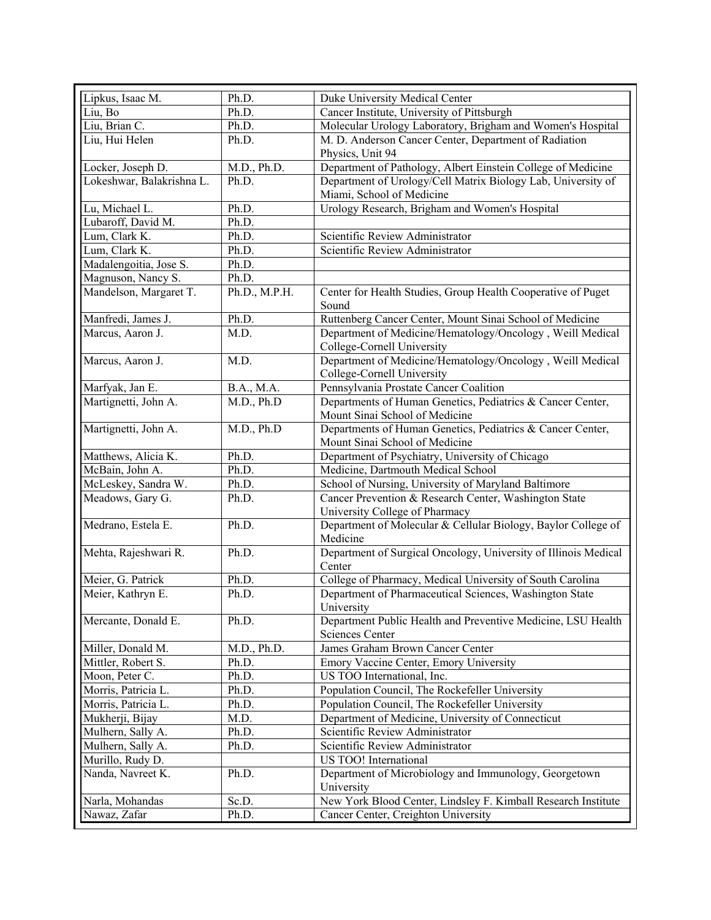| | | |
|---|---|---|
| Lipkus, Isaac M. | Ph.D. | Duke University Medical Center |
| Liu, Bo | Ph.D. | Cancer Institute, University of Pittsburgh |
| Liu, Brian C. | Ph.D. | Molecular Urology Laboratory, Brigham and Women's Hospital |
| Liu, Hui Helen | Ph.D. | M. D. Anderson Cancer Center, Department of Radiation Physics, Unit 94 |
| Locker, Joseph D. | M.D., Ph.D. | Department of Pathology, Albert Einstein College of Medicine |
| Lokeshwar, Balakrishna L. | Ph.D. | Department of Urology/Cell Matrix Biology Lab, University of Miami, School of Medicine |
| Lu, Michael L. | Ph.D. | Urology Research, Brigham and Women's Hospital |
| Lubaroff, David M. | Ph.D. | |
| Lum, Clark K. | Ph.D. | Scientific Review Administrator |
| Lum, Clark K. | Ph.D. | Scientific Review Administrator |
| Madalengoitia, Jose S. | Ph.D. | |
| Magnuson, Nancy S. | Ph.D. | |
| Mandelson, Margaret T. | Ph.D., M.P.H. | Center for Health Studies, Group Health Cooperative of Puget Sound |
| Manfredi, James J. | Ph.D. | Ruttenberg Cancer Center, Mount Sinai School of Medicine |
| Marcus, Aaron J. | M.D. | Department of Medicine/Hematology/Oncology , Weill Medical College-Cornell University |
| Marcus, Aaron J. | M.D. | Department of Medicine/Hematology/Oncology , Weill Medical College-Cornell University |
| Marfyak, Jan E. | B.A., M.A. | Pennsylvania Prostate Cancer Coalition |
| Martignetti, John A. | M.D., Ph.D | Departments of Human Genetics, Pediatrics & Cancer Center, Mount Sinai School of Medicine |
| Martignetti, John A. | M.D., Ph.D | Departments of Human Genetics, Pediatrics & Cancer Center, Mount Sinai School of Medicine |
| Matthews, Alicia K. | Ph.D. | Department of Psychiatry, University of Chicago |
| McBain, John A. | Ph.D. | Medicine, Dartmouth Medical School |
| McLeskey, Sandra W. | Ph.D. | School of Nursing, University of Maryland Baltimore |
| Meadows, Gary G. | Ph.D. | Cancer Prevention & Research Center, Washington State University College of Pharmacy |
| Medrano, Estela E. | Ph.D. | Department of Molecular & Cellular Biology, Baylor College of Medicine |
| Mehta, Rajeshwari R. | Ph.D. | Department of Surgical Oncology, University of Illinois Medical Center |
| Meier, G. Patrick | Ph.D. | College of Pharmacy, Medical University of South Carolina |
| Meier, Kathryn E. | Ph.D. | Department of Pharmaceutical Sciences, Washington State University |
| Mercante, Donald E. | Ph.D. | Department Public Health and Preventive Medicine, LSU Health Sciences Center |
| Miller, Donald M. | M.D., Ph.D. | James Graham Brown Cancer Center |
| Mittler, Robert S. | Ph.D. | Emory Vaccine Center, Emory University |
| Moon, Peter C. | Ph.D. | US TOO International, Inc. |
| Morris, Patricia L. | Ph.D. | Population Council, The Rockefeller University |
| Morris, Patricia L. | Ph.D. | Population Council, The Rockefeller University |
| Mukherji, Bijay | M.D. | Department of Medicine, University of Connecticut |
| Mulhern, Sally A. | Ph.D. | Scientific Review Administrator |
| Mulhern, Sally A. | Ph.D. | Scientific Review Administrator |
| Murillo, Rudy D. | | US TOO! International |
| Nanda, Navreet K. | Ph.D. | Department of Microbiology and Immunology, Georgetown University |
| Narla, Mohandas | Sc.D. | New York Blood Center, Lindsley F. Kimball Research Institute |
| Nawaz, Zafar | Ph.D. | Cancer Center, Creighton University |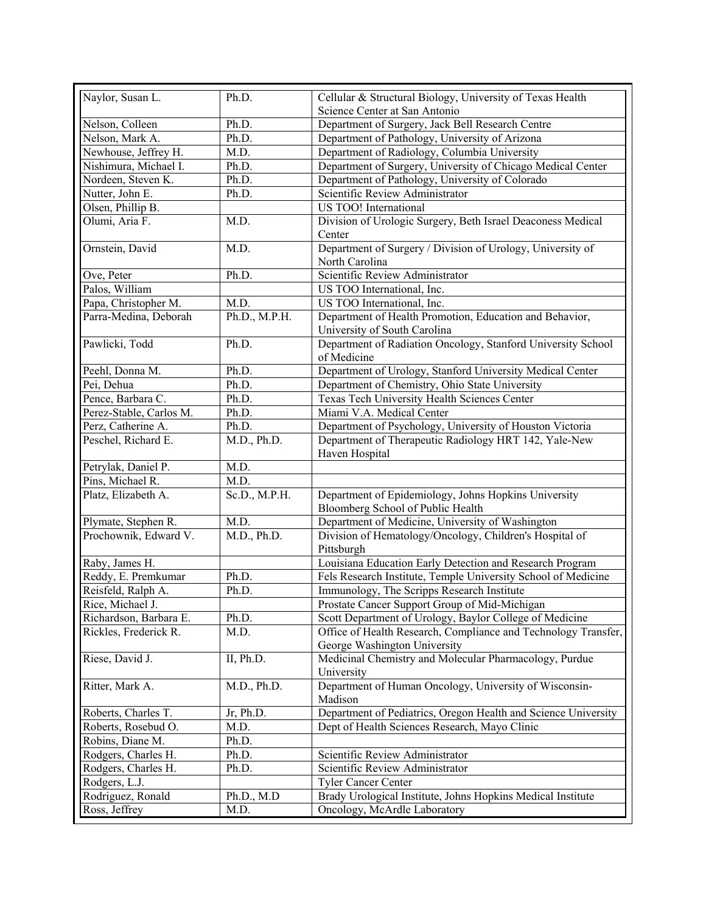| Naylor, Susan L. | Ph.D. | Cellular & Structural Biology, University of Texas Health Science Center at San Antonio |
|---|---|---|
| Nelson, Colleen | Ph.D. | Department of Surgery, Jack Bell Research Centre |
| Nelson, Mark A. | Ph.D. | Department of Pathology, University of Arizona |
| Newhouse, Jeffrey H. | M.D. | Department of Radiology, Columbia University |
| Nishimura, Michael I. | Ph.D. | Department of Surgery, University of Chicago Medical Center |
| Nordeen, Steven K. | Ph.D. | Department of Pathology, University of Colorado |
| Nutter, John E. | Ph.D. | Scientific Review Administrator |
| Olsen, Phillip B. | | US TOO! International |
| Olumi, Aria F. | M.D. | Division of Urologic Surgery, Beth Israel Deaconess Medical Center |
| Ornstein, David | M.D. | Department of Surgery / Division of Urology, University of North Carolina |
| Ove, Peter | Ph.D. | Scientific Review Administrator |
| Palos, William | | US TOO International, Inc. |
| Papa, Christopher M. | M.D. | US TOO International, Inc. |
| Parra-Medina, Deborah | Ph.D., M.P.H. | Department of Health Promotion, Education and Behavior, University of South Carolina |
| Pawlicki, Todd | Ph.D. | Department of Radiation Oncology, Stanford University School of Medicine |
| Peehl, Donna M. | Ph.D. | Department of Urology, Stanford University Medical Center |
| Pei, Dehua | Ph.D. | Department of Chemistry, Ohio State University |
| Pence, Barbara C. | Ph.D. | Texas Tech University Health Sciences Center |
| Perez-Stable, Carlos M. | Ph.D. | Miami V.A. Medical Center |
| Perz, Catherine A. | Ph.D. | Department of Psychology, University of Houston Victoria |
| Peschel, Richard E. | M.D., Ph.D. | Department of Therapeutic Radiology HRT 142, Yale-New Haven Hospital |
| Petrylak, Daniel P. | M.D. | |
| Pins, Michael R. | M.D. | |
| Platz, Elizabeth A. | Sc.D., M.P.H. | Department of Epidemiology, Johns Hopkins University Bloomberg School of Public Health |
| Plymate, Stephen R. | M.D. | Department of Medicine, University of Washington |
| Prochownik, Edward V. | M.D., Ph.D. | Division of Hematology/Oncology, Children's Hospital of Pittsburgh |
| Raby, James H. | | Louisiana Education Early Detection and Research Program |
| Reddy, E. Premkumar | Ph.D. | Fels Research Institute, Temple University School of Medicine |
| Reisfeld, Ralph A. | Ph.D. | Immunology, The Scripps Research Institute |
| Rice, Michael J. | | Prostate Cancer Support Group of Mid-Michigan |
| Richardson, Barbara E. | Ph.D. | Scott Department of Urology, Baylor College of Medicine |
| Rickles, Frederick R. | M.D. | Office of Health Research, Compliance and Technology Transfer, George Washington University |
| Riese, David J. | II, Ph.D. | Medicinal Chemistry and Molecular Pharmacology, Purdue University |
| Ritter, Mark A. | M.D., Ph.D. | Department of Human Oncology, University of Wisconsin-Madison |
| Roberts, Charles T. | Jr, Ph.D. | Department of Pediatrics, Oregon Health and Science University |
| Roberts, Rosebud O. | M.D. | Dept of Health Sciences Research, Mayo Clinic |
| Robins, Diane M. | Ph.D. | |
| Rodgers, Charles H. | Ph.D. | Scientific Review Administrator |
| Rodgers, Charles H. | Ph.D. | Scientific Review Administrator |
| Rodgers, L.J. | | Tyler Cancer Center |
| Rodriguez, Ronald | Ph.D., M.D | Brady Urological Institute, Johns Hopkins Medical Institute |
| Ross, Jeffrey | M.D. | Oncology, McArdle Laboratory |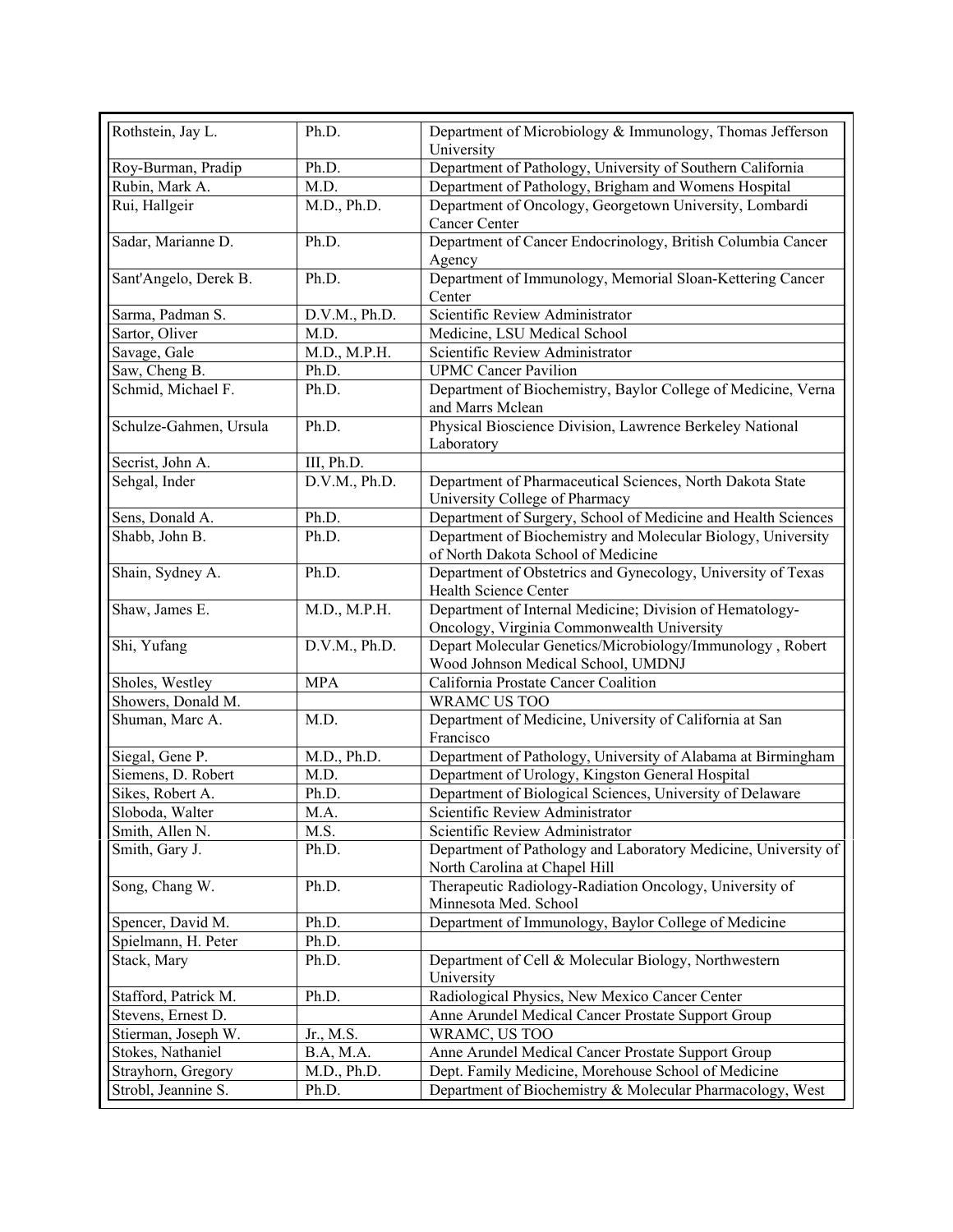| Rothstein, Jay L. | Ph.D. | Department of Microbiology & Immunology, Thomas Jefferson University |
|---|---|---|
| Roy-Burman, Pradip | Ph.D. | Department of Pathology, University of Southern California |
| Rubin, Mark A. | M.D. | Department of Pathology, Brigham and Womens Hospital |
| Rui, Hallgeir | M.D., Ph.D. | Department of Oncology, Georgetown University, Lombardi Cancer Center |
| Sadar, Marianne D. | Ph.D. | Department of Cancer Endocrinology, British Columbia Cancer Agency |
| Sant'Angelo, Derek B. | Ph.D. | Department of Immunology, Memorial Sloan-Kettering Cancer Center |
| Sarma, Padman S. | D.V.M., Ph.D. | Scientific Review Administrator |
| Sartor, Oliver | M.D. | Medicine, LSU Medical School |
| Savage, Gale | M.D., M.P.H. | Scientific Review Administrator |
| Saw, Cheng B. | Ph.D. | UPMC Cancer Pavilion |
| Schmid, Michael F. | Ph.D. | Department of Biochemistry, Baylor College of Medicine, Verna and Marrs Mclean |
| Schulze-Gahmen, Ursula | Ph.D. | Physical Bioscience Division, Lawrence Berkeley National Laboratory |
| Secrist, John A. | III, Ph.D. | |
| Sehgal, Inder | D.V.M., Ph.D. | Department of Pharmaceutical Sciences, North Dakota State University College of Pharmacy |
| Sens, Donald A. | Ph.D. | Department of Surgery, School of Medicine and Health Sciences |
| Shabb, John B. | Ph.D. | Department of Biochemistry and Molecular Biology, University of North Dakota School of Medicine |
| Shain, Sydney A. | Ph.D. | Department of Obstetrics and Gynecology, University of Texas Health Science Center |
| Shaw, James E. | M.D., M.P.H. | Department of Internal Medicine; Division of Hematology-Oncology, Virginia Commonwealth University |
| Shi, Yufang | D.V.M., Ph.D. | Depart Molecular Genetics/Microbiology/Immunology , Robert Wood Johnson Medical School, UMDNJ |
| Sholes, Westley | MPA | California Prostate Cancer Coalition |
| Showers, Donald M. | | WRAMC US TOO |
| Shuman, Marc A. | M.D. | Department of Medicine, University of California at San Francisco |
| Siegal, Gene P. | M.D., Ph.D. | Department of Pathology, University of Alabama at Birmingham |
| Siemens, D. Robert | M.D. | Department of Urology, Kingston General Hospital |
| Sikes, Robert A. | Ph.D. | Department of Biological Sciences, University of Delaware |
| Sloboda, Walter | M.A. | Scientific Review Administrator |
| Smith, Allen N. | M.S. | Scientific Review Administrator |
| Smith, Gary J. | Ph.D. | Department of Pathology and Laboratory Medicine, University of North Carolina at Chapel Hill |
| Song, Chang W. | Ph.D. | Therapeutic Radiology-Radiation Oncology, University of Minnesota Med. School |
| Spencer, David M. | Ph.D. | Department of Immunology, Baylor College of Medicine |
| Spielmann, H. Peter | Ph.D. | |
| Stack, Mary | Ph.D. | Department of Cell & Molecular Biology, Northwestern University |
| Stafford, Patrick M. | Ph.D. | Radiological Physics, New Mexico Cancer Center |
| Stevens, Ernest D. | | Anne Arundel Medical Cancer Prostate Support Group |
| Stierman, Joseph W. | Jr., M.S. | WRAMC, US TOO |
| Stokes, Nathaniel | B.A, M.A. | Anne Arundel Medical Cancer Prostate Support Group |
| Strayhorn, Gregory | M.D., Ph.D. | Dept. Family Medicine, Morehouse School of Medicine |
| Strobl, Jeannine S. | Ph.D. | Department of Biochemistry & Molecular Pharmacology, West |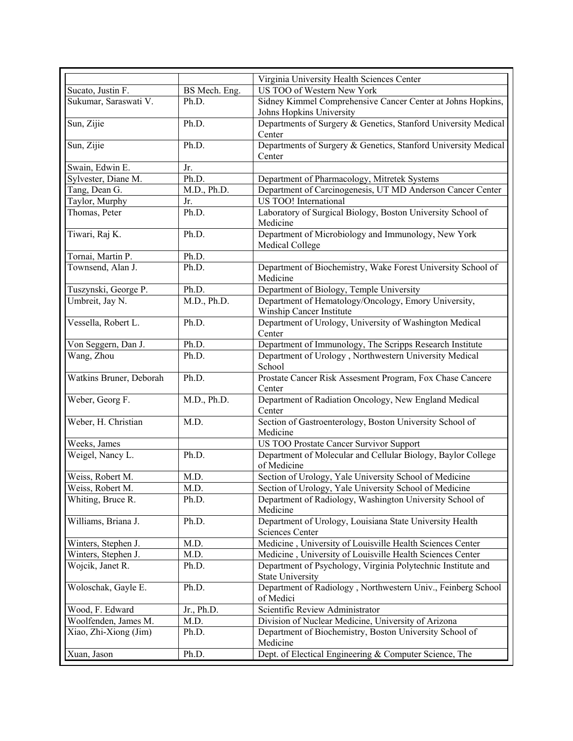| | | |
|---|---|---|
| | | Virginia University Health Sciences Center |
| Sucato, Justin F. | BS Mech. Eng. | US TOO of Western New York |
| Sukumar, Saraswati V. | Ph.D. | Sidney Kimmel Comprehensive Cancer Center at Johns Hopkins, Johns Hopkins University |
| Sun, Zijie | Ph.D. | Departments of Surgery & Genetics, Stanford University Medical Center |
| Sun, Zijie | Ph.D. | Departments of Surgery & Genetics, Stanford University Medical Center |
| Swain, Edwin E. | Jr. | |
| Sylvester, Diane M. | Ph.D. | Department of Pharmacology, Mitretek Systems |
| Tang, Dean G. | M.D., Ph.D. | Department of Carcinogenesis, UT MD Anderson Cancer Center |
| Taylor, Murphy | Jr. | US TOO! International |
| Thomas, Peter | Ph.D. | Laboratory of Surgical Biology, Boston University School of Medicine |
| Tiwari, Raj K. | Ph.D. | Department of Microbiology and Immunology, New York Medical College |
| Tornai, Martin P. | Ph.D. | |
| Townsend, Alan J. | Ph.D. | Department of Biochemistry, Wake Forest University School of Medicine |
| Tuszynski, George P. | Ph.D. | Department of Biology, Temple University |
| Umbreit, Jay N. | M.D., Ph.D. | Department of Hematology/Oncology, Emory University, Winship Cancer Institute |
| Vessella, Robert L. | Ph.D. | Department of Urology, University of Washington Medical Center |
| Von Seggern, Dan J. | Ph.D. | Department of Immunology, The Scripps Research Institute |
| Wang, Zhou | Ph.D. | Department of Urology , Northwestern University Medical School |
| Watkins Bruner, Deborah | Ph.D. | Prostate Cancer Risk Assesment Program, Fox Chase Cancere Center |
| Weber, Georg F. | M.D., Ph.D. | Department of Radiation Oncology, New England Medical Center |
| Weber, H. Christian | M.D. | Section of Gastroenterology, Boston University School of Medicine |
| Weeks, James | | US TOO Prostate Cancer Survivor Support |
| Weigel, Nancy L. | Ph.D. | Department of Molecular and Cellular Biology, Baylor College of Medicine |
| Weiss, Robert M. | M.D. | Section of Urology, Yale University School of Medicine |
| Weiss, Robert M. | M.D. | Section of Urology, Yale University School of Medicine |
| Whiting, Bruce R. | Ph.D. | Department of Radiology, Washington University School of Medicine |
| Williams, Briana J. | Ph.D. | Department of Urology, Louisiana State University Health Sciences Center |
| Winters, Stephen J. | M.D. | Medicine , University of Louisville Health Sciences Center |
| Winters, Stephen J. | M.D. | Medicine , University of Louisville Health Sciences Center |
| Wojcik, Janet R. | Ph.D. | Department of Psychology, Virginia Polytechnic Institute and State University |
| Woloschak, Gayle E. | Ph.D. | Department of Radiology , Northwestern Univ., Feinberg School of Medici |
| Wood, F. Edward | Jr., Ph.D. | Scientific Review Administrator |
| Woolfenden, James M. | M.D. | Division of Nuclear Medicine, University of Arizona |
| Xiao, Zhi-Xiong (Jim) | Ph.D. | Department of Biochemistry, Boston University School of Medicine |
| Xuan, Jason | Ph.D. | Dept. of Electical Engineering & Computer Science, The |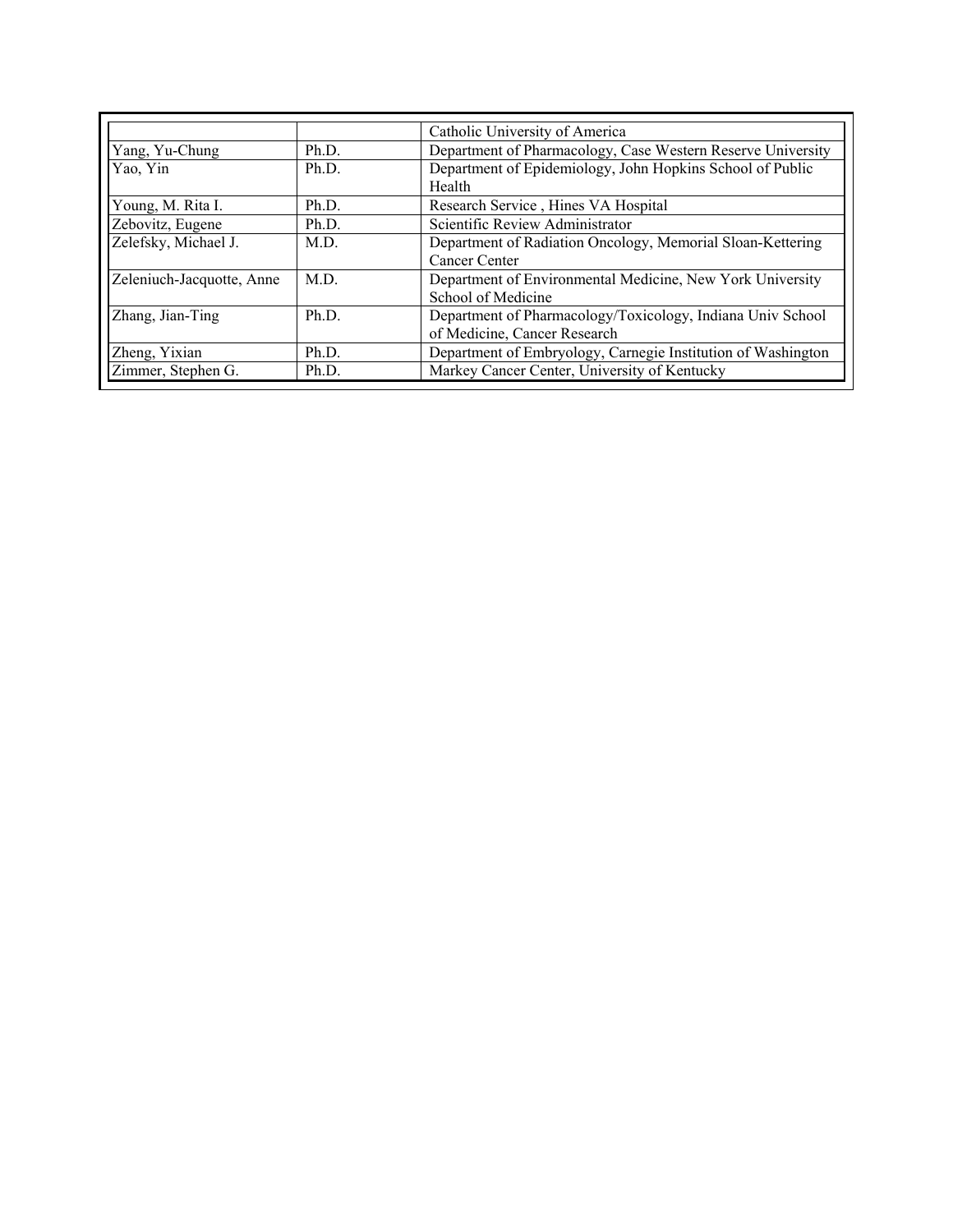| | | |
|---|---|---|
| | | Catholic University of America |
| Yang, Yu-Chung | Ph.D. | Department of Pharmacology, Case Western Reserve University |
| Yao, Yin | Ph.D. | Department of Epidemiology, John Hopkins School of Public Health |
| Young, M. Rita I. | Ph.D. | Research Service , Hines VA Hospital |
| Zebovitz, Eugene | Ph.D. | Scientific Review Administrator |
| Zelefsky, Michael J. | M.D. | Department of Radiation Oncology, Memorial Sloan-Kettering Cancer Center |
| Zeleniuch-Jacquotte, Anne | M.D. | Department of Environmental Medicine, New York University School of Medicine |
| Zhang, Jian-Ting | Ph.D. | Department of Pharmacology/Toxicology, Indiana Univ School of Medicine, Cancer Research |
| Zheng, Yixian | Ph.D. | Department of Embryology, Carnegie Institution of Washington |
| Zimmer, Stephen G. | Ph.D. | Markey Cancer Center, University of Kentucky |